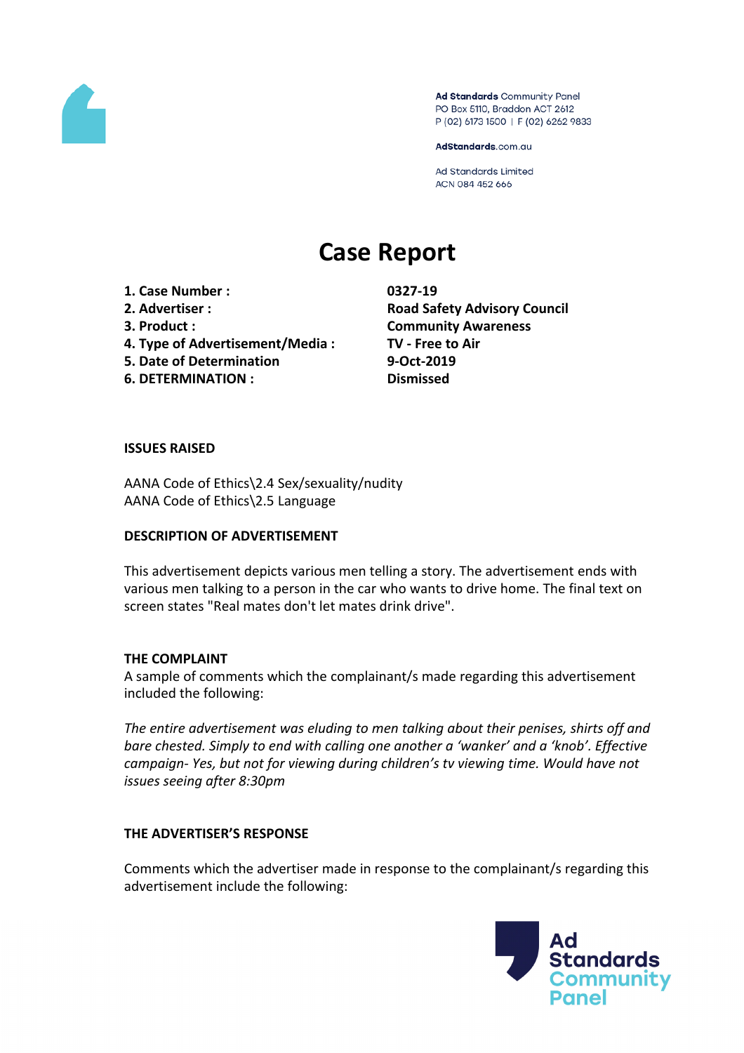Ad Standards Community Panel
PO Box 5110, Braddon ACT 2612
P (02) 6173 1500 | F (02) 6262 9833

AdStandards.com.au

Ad Standards Limited
ACN 084 452 666

# Case Report

| | |
|---|---|
| **1. Case Number :** | **0327-19** |
| **2. Advertiser :** | **Road Safety Advisory Council** |
| **3. Product :** | **Community Awareness** |
| **4. Type of Advertisement/Media :** | **TV - Free to Air** |
| **5. Date of Determination** | **9-Oct-2019** |
| **6. DETERMINATION :** | **Dismissed** |

**ISSUES RAISED**

AANA Code of Ethics\2.4 Sex/sexuality/nudity
AANA Code of Ethics\2.5 Language

**DESCRIPTION OF ADVERTISEMENT**

This advertisement depicts various men telling a story. The advertisement ends with various men talking to a person in the car who wants to drive home. The final text on screen states "Real mates don't let mates drink drive".

**THE COMPLAINT**

A sample of comments which the complainant/s made regarding this advertisement included the following:

*The entire advertisement was eluding to men talking about their penises, shirts off and bare chested. Simply to end with calling one another a 'wanker' and a 'knob'. Effective campaign- Yes, but not for viewing during children's tv viewing time. Would have not issues seeing after 8:30pm*

**THE ADVERTISER'S RESPONSE**

Comments which the advertiser made in response to the complainant/s regarding this advertisement include the following: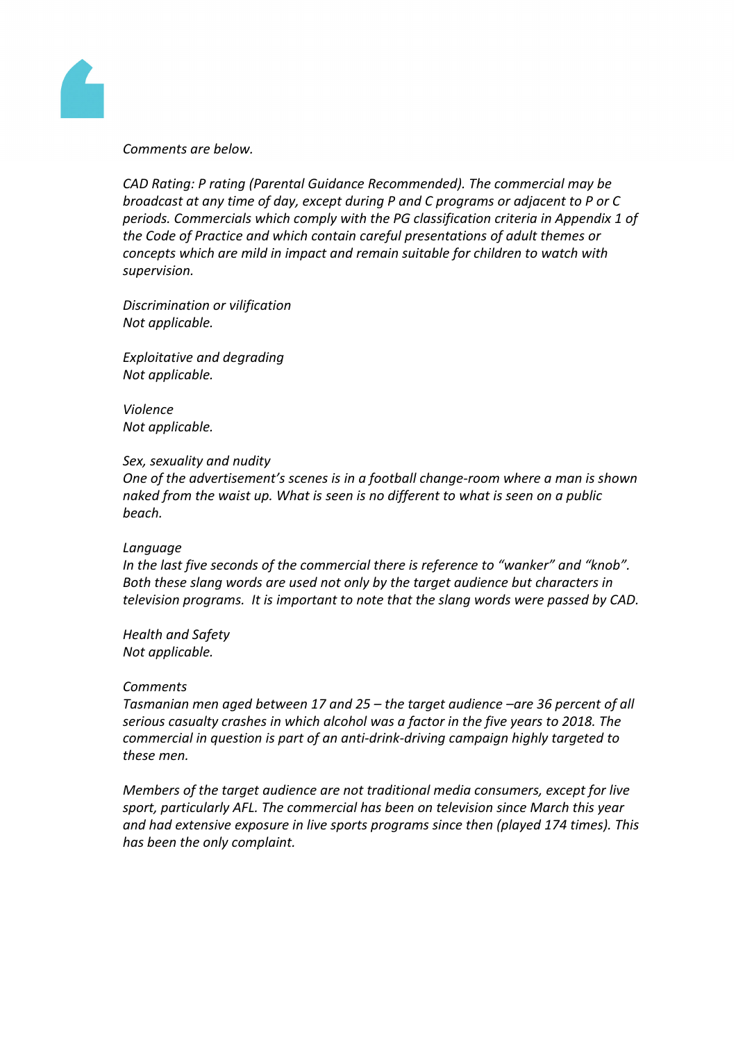*Comments are below.*

*CAD Rating: P rating (Parental Guidance Recommended). The commercial may be broadcast at any time of day, except during P and C programs or adjacent to P or C periods. Commercials which comply with the PG classification criteria in Appendix 1 of the Code of Practice and which contain careful presentations of adult themes or concepts which are mild in impact and remain suitable for children to watch with supervision.*

*Discrimination or vilification*
*Not applicable.*

*Exploitative and degrading*
*Not applicable.*

*Violence*
*Not applicable.*

*Sex, sexuality and nudity*
*One of the advertisement's scenes is in a football change-room where a man is shown naked from the waist up. What is seen is no different to what is seen on a public beach.*

*Language*
*In the last five seconds of the commercial there is reference to "wanker" and "knob". Both these slang words are used not only by the target audience but characters in television programs. It is important to note that the slang words were passed by CAD.*

*Health and Safety*
*Not applicable.*

*Comments*
*Tasmanian men aged between 17 and 25 – the target audience –are 36 percent of all serious casualty crashes in which alcohol was a factor in the five years to 2018. The commercial in question is part of an anti-drink-driving campaign highly targeted to these men.*

*Members of the target audience are not traditional media consumers, except for live sport, particularly AFL. The commercial has been on television since March this year and had extensive exposure in live sports programs since then (played 174 times). This has been the only complaint.*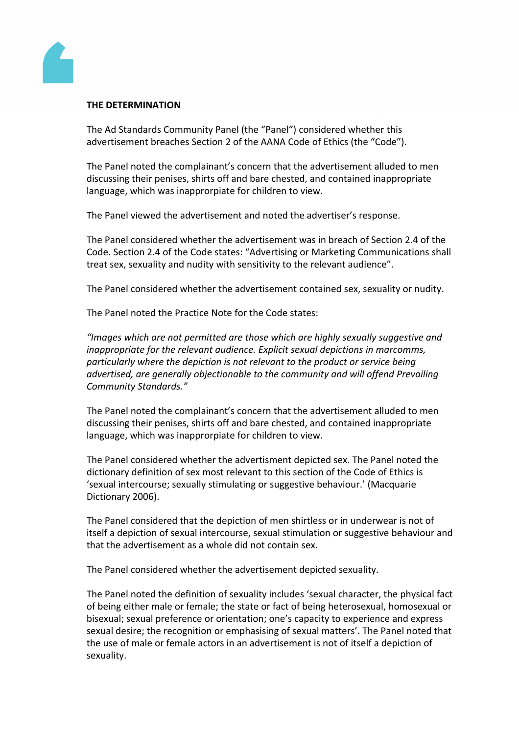**THE DETERMINATION**

The Ad Standards Community Panel (the "Panel") considered whether this advertisement breaches Section 2 of the AANA Code of Ethics (the "Code").

The Panel noted the complainant's concern that the advertisement alluded to men discussing their penises, shirts off and bare chested, and contained inappropriate language, which was inapprorpiate for children to view.

The Panel viewed the advertisement and noted the advertiser's response.

The Panel considered whether the advertisement was in breach of Section 2.4 of the Code. Section 2.4 of the Code states: "Advertising or Marketing Communications shall treat sex, sexuality and nudity with sensitivity to the relevant audience".

The Panel considered whether the advertisement contained sex, sexuality or nudity.

The Panel noted the Practice Note for the Code states:

*"Images which are not permitted are those which are highly sexually suggestive and inappropriate for the relevant audience. Explicit sexual depictions in marcomms, particularly where the depiction is not relevant to the product or service being advertised, are generally objectionable to the community and will offend Prevailing Community Standards."*

The Panel noted the complainant's concern that the advertisement alluded to men discussing their penises, shirts off and bare chested, and contained inappropriate language, which was inapprorpiate for children to view.

The Panel considered whether the advertisment depicted sex. The Panel noted the dictionary definition of sex most relevant to this section of the Code of Ethics is 'sexual intercourse; sexually stimulating or suggestive behaviour.' (Macquarie Dictionary 2006).

The Panel considered that the depiction of men shirtless or in underwear is not of itself a depiction of sexual intercourse, sexual stimulation or suggestive behaviour and that the advertisement as a whole did not contain sex.

The Panel considered whether the advertisement depicted sexuality.

The Panel noted the definition of sexuality includes 'sexual character, the physical fact of being either male or female; the state or fact of being heterosexual, homosexual or bisexual; sexual preference or orientation; one's capacity to experience and express sexual desire; the recognition or emphasising of sexual matters'. The Panel noted that the use of male or female actors in an advertisement is not of itself a depiction of sexuality.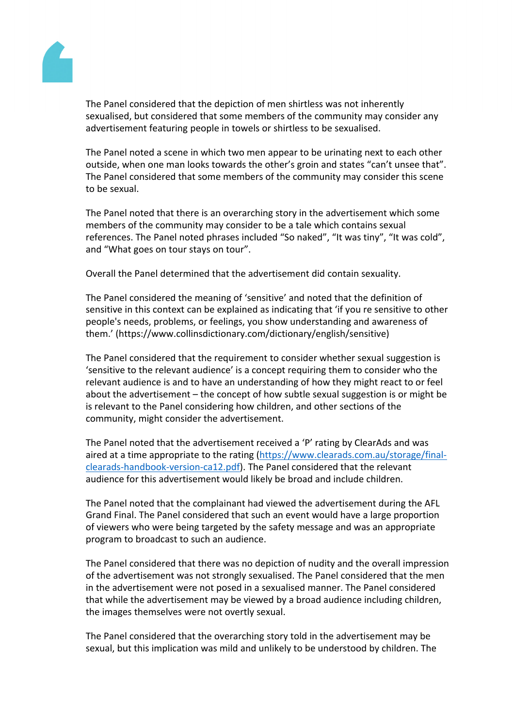The Panel considered that the depiction of men shirtless was not inherently sexualised, but considered that some members of the community may consider any advertisement featuring people in towels or shirtless to be sexualised.

The Panel noted a scene in which two men appear to be urinating next to each other outside, when one man looks towards the other's groin and states "can't unsee that". The Panel considered that some members of the community may consider this scene to be sexual.

The Panel noted that there is an overarching story in the advertisement which some members of the community may consider to be a tale which contains sexual references. The Panel noted phrases included "So naked", "It was tiny", "It was cold", and "What goes on tour stays on tour".

Overall the Panel determined that the advertisement did contain sexuality.

The Panel considered the meaning of 'sensitive' and noted that the definition of sensitive in this context can be explained as indicating that 'if you re sensitive to other people's needs, problems, or feelings, you show understanding and awareness of them.' (https://www.collinsdictionary.com/dictionary/english/sensitive)

The Panel considered that the requirement to consider whether sexual suggestion is 'sensitive to the relevant audience' is a concept requiring them to consider who the relevant audience is and to have an understanding of how they might react to or feel about the advertisement – the concept of how subtle sexual suggestion is or might be is relevant to the Panel considering how children, and other sections of the community, might consider the advertisement.

The Panel noted that the advertisement received a 'P' rating by ClearAds and was aired at a time appropriate to the rating ([https://www.clearads.com.au/storage/final-clearads-handbook-version-ca12.pdf](https://www.clearads.com.au/storage/final-clearads-handbook-version-ca12.pdf)). The Panel considered that the relevant audience for this advertisement would likely be broad and include children.

The Panel noted that the complainant had viewed the advertisement during the AFL Grand Final. The Panel considered that such an event would have a large proportion of viewers who were being targeted by the safety message and was an appropriate program to broadcast to such an audience.

The Panel considered that there was no depiction of nudity and the overall impression of the advertisement was not strongly sexualised. The Panel considered that the men in the advertisement were not posed in a sexualised manner. The Panel considered that while the advertisement may be viewed by a broad audience including children, the images themselves were not overtly sexual.

The Panel considered that the overarching story told in the advertisement may be sexual, but this implication was mild and unlikely to be understood by children. The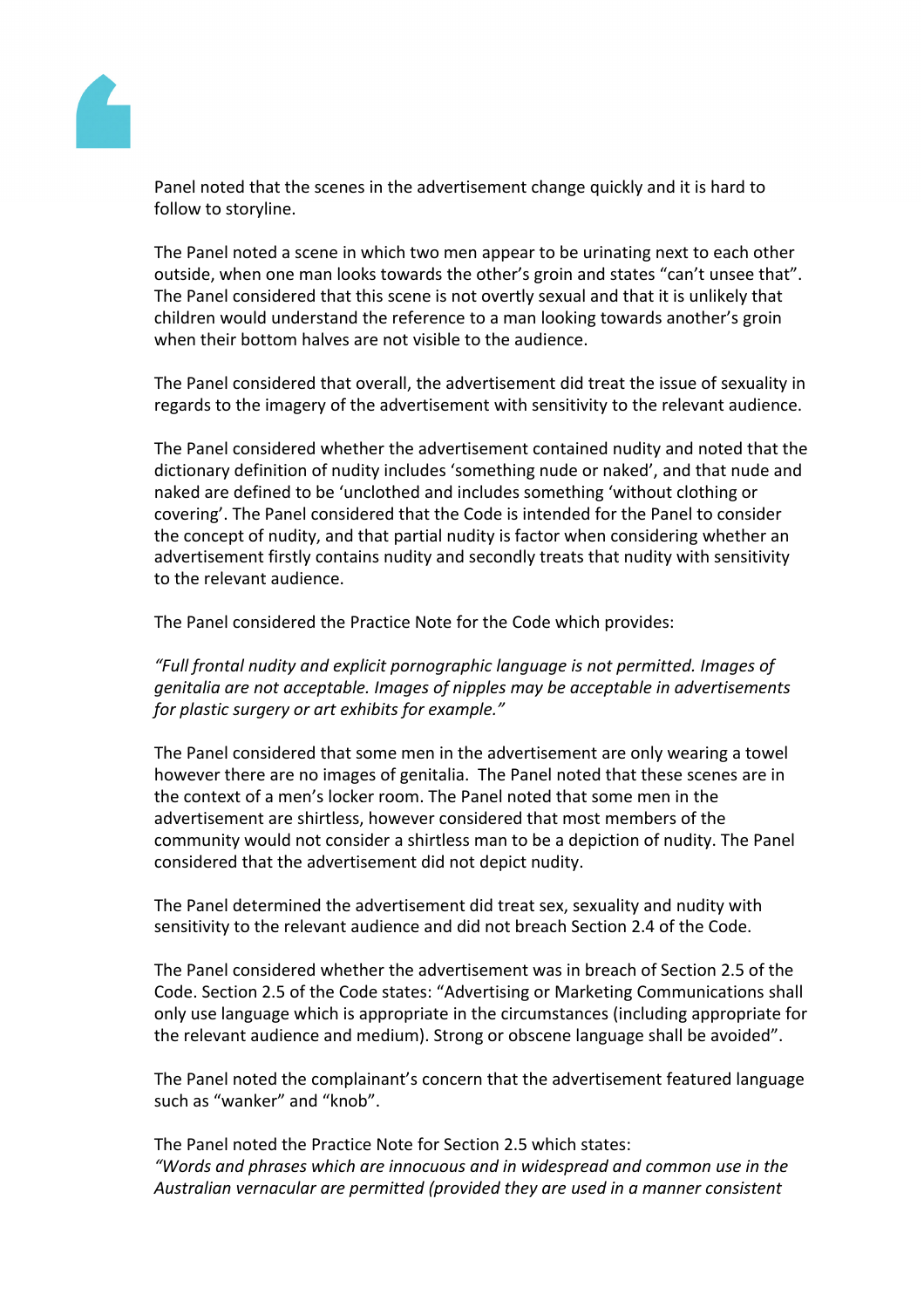Panel noted that the scenes in the advertisement change quickly and it is hard to follow to storyline.

The Panel noted a scene in which two men appear to be urinating next to each other outside, when one man looks towards the other's groin and states "can't unsee that". The Panel considered that this scene is not overtly sexual and that it is unlikely that children would understand the reference to a man looking towards another's groin when their bottom halves are not visible to the audience.

The Panel considered that overall, the advertisement did treat the issue of sexuality in regards to the imagery of the advertisement with sensitivity to the relevant audience.

The Panel considered whether the advertisement contained nudity and noted that the dictionary definition of nudity includes 'something nude or naked', and that nude and naked are defined to be 'unclothed and includes something 'without clothing or covering'. The Panel considered that the Code is intended for the Panel to consider the concept of nudity, and that partial nudity is factor when considering whether an advertisement firstly contains nudity and secondly treats that nudity with sensitivity to the relevant audience.

The Panel considered the Practice Note for the Code which provides:

*"Full frontal nudity and explicit pornographic language is not permitted. Images of genitalia are not acceptable. Images of nipples may be acceptable in advertisements for plastic surgery or art exhibits for example."*

The Panel considered that some men in the advertisement are only wearing a towel however there are no images of genitalia. The Panel noted that these scenes are in the context of a men's locker room. The Panel noted that some men in the advertisement are shirtless, however considered that most members of the community would not consider a shirtless man to be a depiction of nudity. The Panel considered that the advertisement did not depict nudity.

The Panel determined the advertisement did treat sex, sexuality and nudity with sensitivity to the relevant audience and did not breach Section 2.4 of the Code.

The Panel considered whether the advertisement was in breach of Section 2.5 of the Code. Section 2.5 of the Code states: "Advertising or Marketing Communications shall only use language which is appropriate in the circumstances (including appropriate for the relevant audience and medium). Strong or obscene language shall be avoided".

The Panel noted the complainant's concern that the advertisement featured language such as "wanker" and "knob".

The Panel noted the Practice Note for Section 2.5 which states:
*"Words and phrases which are innocuous and in widespread and common use in the Australian vernacular are permitted (provided they are used in a manner consistent*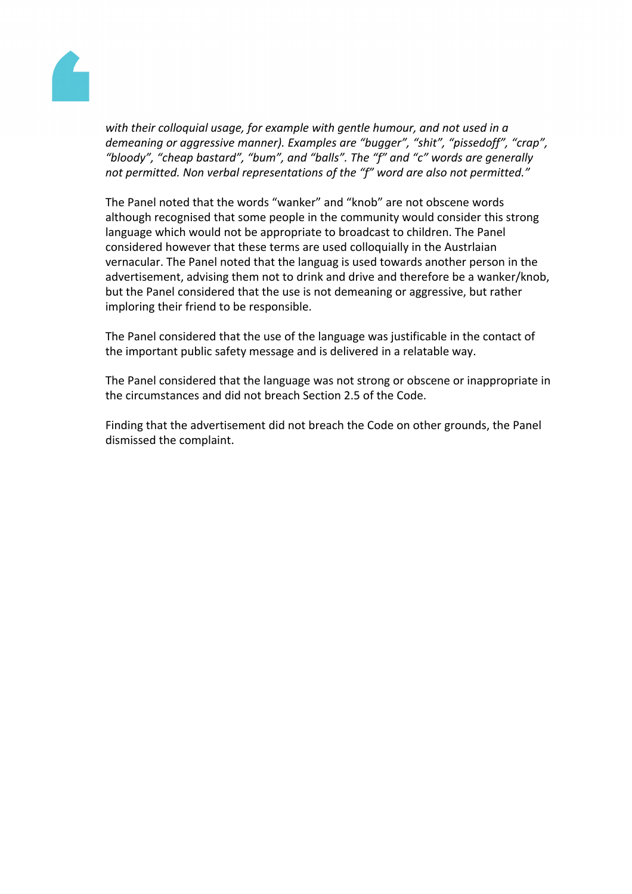*with their colloquial usage, for example with gentle humour, and not used in a demeaning or aggressive manner). Examples are "bugger", "shit", "pissedoff", "crap", "bloody", "cheap bastard", "bum", and "balls". The "f" and "c" words are generally not permitted. Non verbal representations of the "f" word are also not permitted."*

The Panel noted that the words "wanker" and "knob" are not obscene words although recognised that some people in the community would consider this strong language which would not be appropriate to broadcast to children. The Panel considered however that these terms are used colloquially in the Austrlaian vernacular. The Panel noted that the languag is used towards another person in the advertisement, advising them not to drink and drive and therefore be a wanker/knob, but the Panel considered that the use is not demeaning or aggressive, but rather imploring their friend to be responsible.

The Panel considered that the use of the language was justificable in the contact of the important public safety message and is delivered in a relatable way.

The Panel considered that the language was not strong or obscene or inappropriate in the circumstances and did not breach Section 2.5 of the Code.

Finding that the advertisement did not breach the Code on other grounds, the Panel dismissed the complaint.